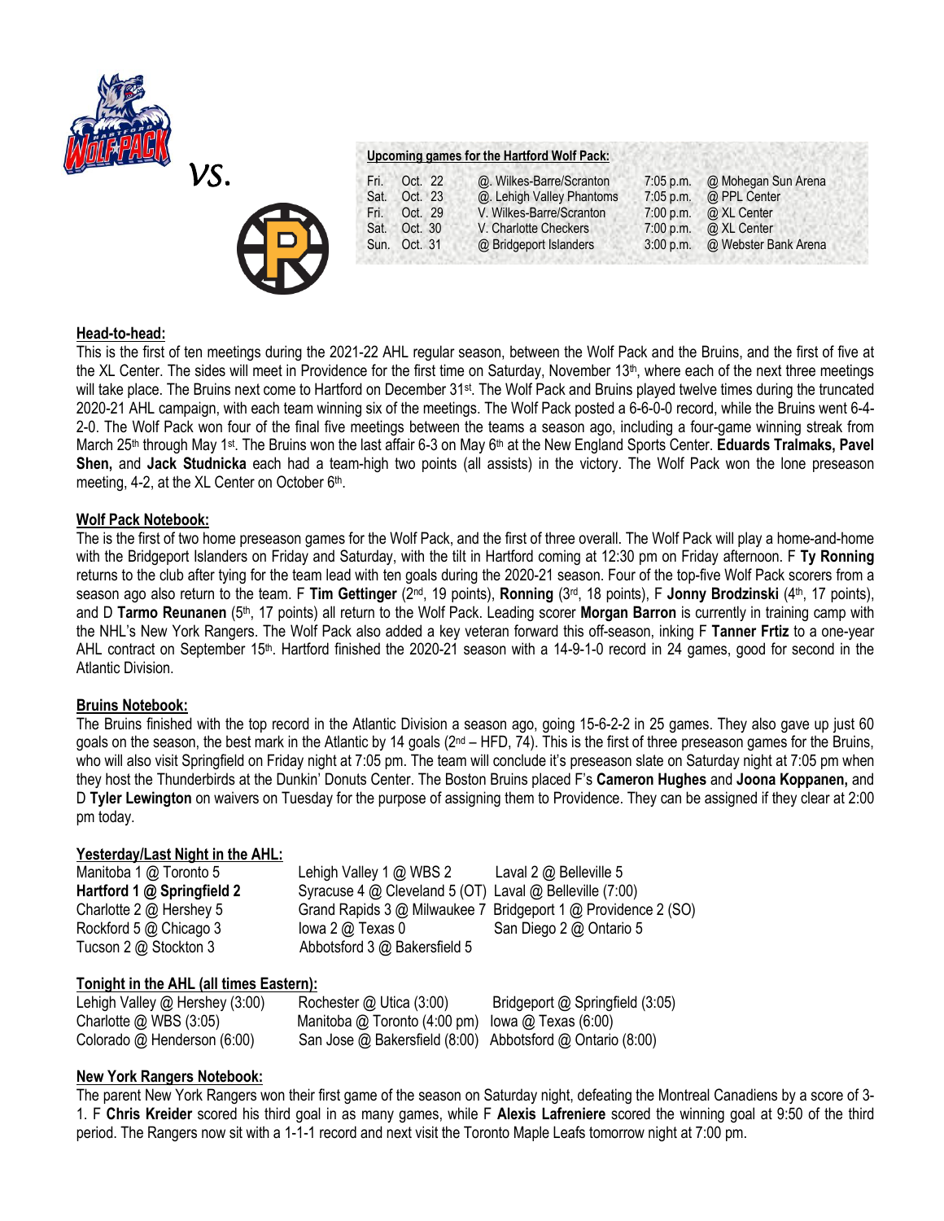vs.

**Upcoming games for the Hartford Wolf Pack:**

| | | | | |
|---|---|---|---|---|
| Fri. | Oct. 22 | @. Wilkes-Barre/Scranton | 7:05 p.m. | @ Mohegan Sun Arena |
| Sat. | Oct. 23 | @. Lehigh Valley Phantoms | 7:05 p.m. | @ PPL Center |
| Fri. | Oct. 29 | V. Wilkes-Barre/Scranton | 7:00 p.m. | @ XL Center |
| Sat. | Oct. 30 | V. Charlotte Checkers | 7:00 p.m. | @ XL Center |
| Sun. | Oct. 31 | @ Bridgeport Islanders | 3:00 p.m. | @ Webster Bank Arena |

## Head-to-head:

This is the first of ten meetings during the 2021-22 AHL regular season, between the Wolf Pack and the Bruins, and the first of five at the XL Center. The sides will meet in Providence for the first time on Saturday, November 13th, where each of the next three meetings will take place. The Bruins next come to Hartford on December 31st. The Wolf Pack and Bruins played twelve times during the truncated 2020-21 AHL campaign, with each team winning six of the meetings. The Wolf Pack posted a 6-6-0-0 record, while the Bruins went 6-4-2-0. The Wolf Pack won four of the final five meetings between the teams a season ago, including a four-game winning streak from March 25th through May 1st. The Bruins won the last affair 6-3 on May 6th at the New England Sports Center. **Eduards Tralmaks, Pavel Shen,** and **Jack Studnicka** each had a team-high two points (all assists) in the victory. The Wolf Pack won the lone preseason meeting, 4-2, at the XL Center on October 6th.

## Wolf Pack Notebook:

The is the first of two home preseason games for the Wolf Pack, and the first of three overall. The Wolf Pack will play a home-and-home with the Bridgeport Islanders on Friday and Saturday, with the tilt in Hartford coming at 12:30 pm on Friday afternoon. F **Ty Ronning** returns to the club after tying for the team lead with ten goals during the 2020-21 season. Four of the top-five Wolf Pack scorers from a season ago also return to the team. F **Tim Gettinger** (2nd, 19 points), **Ronning** (3rd, 18 points), F **Jonny Brodzinski** (4th, 17 points), and D **Tarmo Reunanen** (5th, 17 points) all return to the Wolf Pack. Leading scorer **Morgan Barron** is currently in training camp with the NHL's New York Rangers. The Wolf Pack also added a key veteran forward this off-season, inking F **Tanner Frtiz** to a one-year AHL contract on September 15th. Hartford finished the 2020-21 season with a 14-9-1-0 record in 24 games, good for second in the Atlantic Division.

## Bruins Notebook:

The Bruins finished with the top record in the Atlantic Division a season ago, going 15-6-2-2 in 25 games. They also gave up just 60 goals on the season, the best mark in the Atlantic by 14 goals (2nd – HFD, 74). This is the first of three preseason games for the Bruins, who will also visit Springfield on Friday night at 7:05 pm. The team will conclude it's preseason slate on Saturday night at 7:05 pm when they host the Thunderbirds at the Dunkin' Donuts Center. The Boston Bruins placed F's **Cameron Hughes** and **Joona Koppanen,** and D **Tyler Lewington** on waivers on Tuesday for the purpose of assigning them to Providence. They can be assigned if they clear at 2:00 pm today.

## Yesterday/Last Night in the AHL:

| | | |
|---|---|---|
| Manitoba 1 @ Toronto 5 | Lehigh Valley 1 @ WBS 2 | Laval 2 @ Belleville 5 |
| **Hartford 1 @ Springfield 2** | Syracuse 4 @ Cleveland 5 (OT) | Laval @ Belleville (7:00) |
| Charlotte 2 @ Hershey 5 | Grand Rapids 3 @ Milwaukee 7 | Bridgeport 1 @ Providence 2 (SO) |
| Rockford 5 @ Chicago 3 | Iowa 2 @ Texas 0 | San Diego 2 @ Ontario 5 |
| Tucson 2 @ Stockton 3 | Abbotsford 3 @ Bakersfield 5 | |

## Tonight in the AHL (all times Eastern):

| | | |
|---|---|---|
| Lehigh Valley @ Hershey (3:00) | Rochester @ Utica (3:00) | Bridgeport @ Springfield (3:05) |
| Charlotte @ WBS (3:05) | Manitoba @ Toronto (4:00 pm) | Iowa @ Texas (6:00) |
| Colorado @ Henderson (6:00) | San Jose @ Bakersfield (8:00) | Abbotsford @ Ontario (8:00) |

## New York Rangers Notebook:

The parent New York Rangers won their first game of the season on Saturday night, defeating the Montreal Canadiens by a score of 3-1. F **Chris Kreider** scored his third goal in as many games, while F **Alexis Lafreniere** scored the winning goal at 9:50 of the third period. The Rangers now sit with a 1-1-1 record and next visit the Toronto Maple Leafs tomorrow night at 7:00 pm.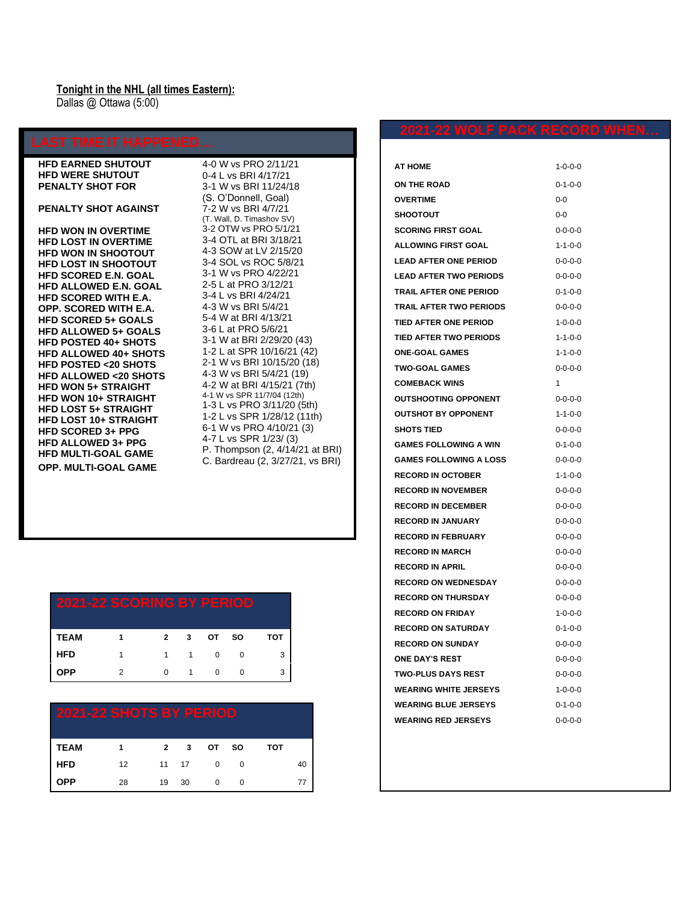**Tonight in the NHL (all times Eastern):**
Dallas @ Ottawa (5:00)

## LAST TIME IT HAPPENED…

| | |
|---|---|
| **HFD EARNED SHUTOUT** | 4-0 W vs PRO 2/11/21 |
| **HFD WERE SHUTOUT** | 0-4 L vs BRI 4/17/21 |
| **PENALTY SHOT FOR** | 3-1 W vs BRI 11/24/18 (S. O'Donnell, Goal) |
| **PENALTY SHOT AGAINST** | 7-2 W vs BRI 4/7/21 (T. Wall, D. Timashov SV) |
| **HFD WON IN OVERTIME** | 3-2 OTW vs PRO 5/1/21 |
| **HFD LOST IN OVERTIME** | 3-4 OTL at BRI 3/18/21 |
| **HFD WON IN SHOOTOUT** | 4-3 SOW at LV 2/15/20 |
| **HFD LOST IN SHOOTOUT** | 3-4 SOL vs ROC 5/8/21 |
| **HFD SCORED E.N. GOAL** | 3-1 W vs PRO 4/22/21 |
| **HFD ALLOWED E.N. GOAL** | 2-5 L at PRO 3/12/21 |
| **HFD SCORED WITH E.A.** | 3-4 L vs BRI 4/24/21 |
| **OPP. SCORED WITH E.A.** | 4-3 W vs BRI 5/4/21 |
| **HFD SCORED 5+ GOALS** | 5-4 W at BRI 4/13/21 |
| **HFD ALLOWED 5+ GOALS** | 3-6 L at PRO 5/6/21 |
| **HFD POSTED 40+ SHOTS** | 3-1 W at BRI 2/29/20 (43) |
| **HFD ALLOWED 40+ SHOTS** | 1-2 L at SPR 10/16/21 (42) |
| **HFD POSTED <20 SHOTS** | 2-1 W vs BRI 10/15/20 (18) |
| **HFD ALLOWED <20 SHOTS** | 4-3 W vs BRI 5/4/21 (19) |
| **HFD WON 5+ STRAIGHT** | 4-2 W at BRI 4/15/21 (7th) |
| **HFD WON 10+ STRAIGHT** | 4-1 W vs SPR 11/7/04 (12th) |
| **HFD LOST 5+ STRAIGHT** | 1-3 L vs PRO 3/11/20 (5th) |
| **HFD LOST 10+ STRAIGHT** | 1-2 L vs SPR 1/28/12 (11th) |
| **HFD SCORED 3+ PPG** | 6-1 W vs PRO 4/10/21 (3) |
| **HFD ALLOWED 3+ PPG** | 4-7 L vs SPR 1/23/ (3) |
| **HFD MULTI-GOAL GAME** | P. Thompson (2, 4/14/21 at BRI) |
| **OPP. MULTI-GOAL GAME** | C. Bardreau (2, 3/27/21, vs BRI) |

## 2021-22 SCORING BY PERIOD

| TEAM | 1 | 2 | 3 | OT | SO | TOT |
|---|---|---|---|---|---|---|
| HFD | 1 | 1 | 1 | 0 | 0 | 3 |
| OPP | 2 | 0 | 1 | 0 | 0 | 3 |

## 2021-22 SHOTS BY PERIOD

| TEAM | 1 | 2 | 3 | OT | SO | TOT |
|---|---|---|---|---|---|---|
| HFD | 12 | 11 | 17 | 0 | 0 | 40 |
| OPP | 28 | 19 | 30 | 0 | 0 | 77 |

## 2021-22 WOLF PACK RECORD WHEN…

| | |
|---|---|
| **AT HOME** | 1-0-0-0 |
| **ON THE ROAD** | 0-1-0-0 |
| **OVERTIME** | 0-0 |
| **SHOOTOUT** | 0-0 |
| **SCORING FIRST GOAL** | 0-0-0-0 |
| **ALLOWING FIRST GOAL** | 1-1-0-0 |
| **LEAD AFTER ONE PERIOD** | 0-0-0-0 |
| **LEAD AFTER TWO PERIODS** | 0-0-0-0 |
| **TRAIL AFTER ONE PERIOD** | 0-1-0-0 |
| **TRAIL AFTER TWO PERIODS** | 0-0-0-0 |
| **TIED AFTER ONE PERIOD** | 1-0-0-0 |
| **TIED AFTER TWO PERIODS** | 1-1-0-0 |
| **ONE-GOAL GAMES** | 1-1-0-0 |
| **TWO-GOAL GAMES** | 0-0-0-0 |
| **COMEBACK WINS** | 1 |
| **OUTSHOOTING OPPONENT** | 0-0-0-0 |
| **OUTSHOT BY OPPONENT** | 1-1-0-0 |
| **SHOTS TIED** | 0-0-0-0 |
| **GAMES FOLLOWING A WIN** | 0-1-0-0 |
| **GAMES FOLLOWING A LOSS** | 0-0-0-0 |
| **RECORD IN OCTOBER** | 1-1-0-0 |
| **RECORD IN NOVEMBER** | 0-0-0-0 |
| **RECORD IN DECEMBER** | 0-0-0-0 |
| **RECORD IN JANUARY** | 0-0-0-0 |
| **RECORD IN FEBRUARY** | 0-0-0-0 |
| **RECORD IN MARCH** | 0-0-0-0 |
| **RECORD IN APRIL** | 0-0-0-0 |
| **RECORD ON WEDNESDAY** | 0-0-0-0 |
| **RECORD ON THURSDAY** | 0-0-0-0 |
| **RECORD ON FRIDAY** | 1-0-0-0 |
| **RECORD ON SATURDAY** | 0-1-0-0 |
| **RECORD ON SUNDAY** | 0-0-0-0 |
| **ONE DAY'S REST** | 0-0-0-0 |
| **TWO-PLUS DAYS REST** | 0-0-0-0 |
| **WEARING WHITE JERSEYS** | 1-0-0-0 |
| **WEARING BLUE JERSEYS** | 0-1-0-0 |
| **WEARING RED JERSEYS** | 0-0-0-0 |